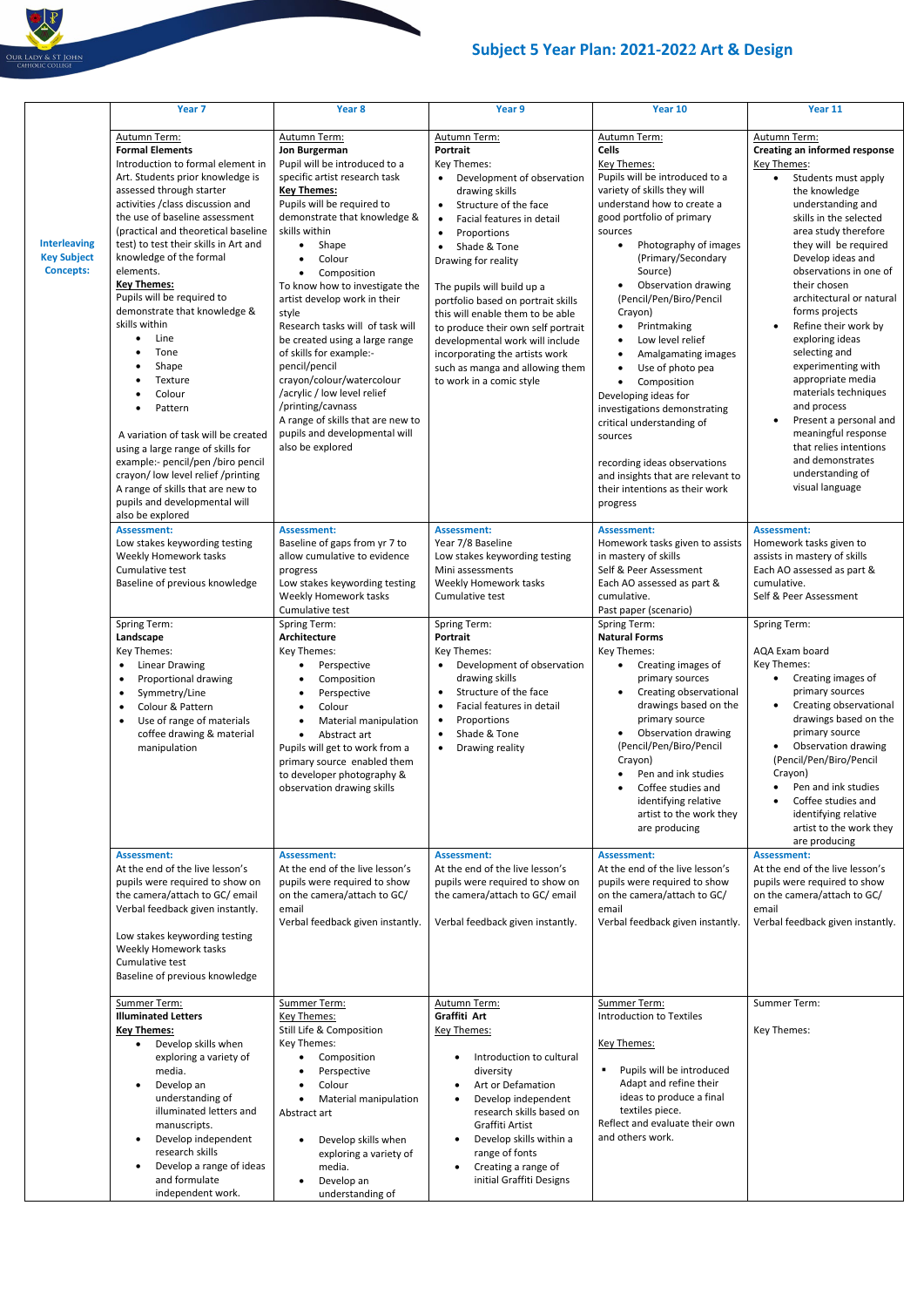# Subject 5 Year Plan: 2021-2022 Art & Design

| | Year 7 | Year 8 | Year 9 | Year 10 | Year 11 |
|---|---|---|---|---|---|
| **Interleaving Key Subject Concepts:** | Autumn Term:<br>**Formal Elements**<br>Introduction to formal element in Art. Students prior knowledge is assessed through starter activities /class discussion and the use of baseline assessment (practical and theoretical baseline test) to test their skills in Art and knowledge of the formal elements.<br>**Key Themes:**<br>Pupils will be required to demonstrate that knowledge & skills within<br>• Line<br>• Tone<br>• Shape<br>• Texture<br>• Colour<br>• Pattern<br><br>A variation of task will be created using a large range of skills for example:- pencil/pen /biro pencil crayon/ low level relief /printing A range of skills that are new to pupils and developmental will also be explored | Autumn Term:<br>**Jon Burgerman**<br>Pupil will be introduced to a specific artist research task<br>**Key Themes:**<br>Pupils will be required to demonstrate that knowledge & skills within<br>• Shape<br>• Colour<br>• Composition<br>To know how to investigate the artist develop work in their style<br>Research tasks will of task will be created using a large range of skills for example:- pencil/pencil crayon/colour/watercolour /acrylic / low level relief /printing/cavnass<br>A range of skills that are new to pupils and developmental will also be explored | Autumn Term:<br>**Portrait**<br>Key Themes:<br>• Development of observation drawing skills<br>• Structure of the face<br>• Facial features in detail<br>• Proportions<br>• Shade & Tone<br>Drawing for reality<br><br>The pupils will build up a portfolio based on portrait skills this will enable them to be able to produce their own self portrait developmental work will include incorporating the artists work such as manga and allowing them to work in a comic style | Autumn Term:<br>**Cells**<br>Key Themes:<br>Pupils will be introduced to a variety of skills they will understand how to create a good portfolio of primary sources<br>• Photography of images (Primary/Secondary Source)<br>• Observation drawing (Pencil/Pen/Biro/Pencil Crayon)<br>• Printmaking<br>• Low level relief<br>• Amalgamating images<br>• Use of photo pea<br>• Composition<br>Developing ideas for investigations demonstrating critical understanding of sources<br><br>recording ideas observations and insights that are relevant to their intentions as their work progress | Autumn Term:<br>**Creating an informed response**<br>Key Themes:<br>• Students must apply the knowledge understanding and skills in the selected area study therefore they will be required Develop ideas and observations in one of their chosen architectural or natural forms projects<br>• Refine their work by exploring ideas selecting and experimenting with appropriate media materials techniques and process<br>• Present a personal and meaningful response that relies intentions and demonstrates understanding of visual language |
| | **Assessment:**<br>Low stakes keywording testing<br>Weekly Homework tasks<br>Cumulative test<br>Baseline of previous knowledge | **Assessment:**<br>Baseline of gaps from yr 7 to allow cumulative to evidence progress<br>Low stakes keywording testing<br>Weekly Homework tasks<br>Cumulative test | **Assessment:**<br>Year 7/8 Baseline<br>Low stakes keywording testing<br>Mini assessments<br>Weekly Homework tasks<br>Cumulative test | **Assessment:**<br>Homework tasks given to assists in mastery of skills<br>Self & Peer Assessment<br>Each AO assessed as part & cumulative.<br>Past paper (scenario) | **Assessment:**<br>Homework tasks given to assists in mastery of skills<br>Each AO assessed as part & cumulative.<br>Self & Peer Assessment |
| | Spring Term:<br>**Landscape**<br>Key Themes:<br>• Linear Drawing<br>• Proportional drawing<br>• Symmetry/Line<br>• Colour & Pattern<br>• Use of range of materials coffee drawing & material manipulation | Spring Term:<br>**Architecture**<br>Key Themes:<br>• Perspective<br>• Composition<br>• Perspective<br>• Colour<br>• Material manipulation<br>• Abstract art<br>Pupils will get to work from a primary source enabled them to developer photography & observation drawing skills | Spring Term:<br>**Portrait**<br>Key Themes:<br>• Development of observation drawing skills<br>• Structure of the face<br>• Facial features in detail<br>• Proportions<br>• Shade & Tone<br>• Drawing reality | Spring Term:<br>**Natural Forms**<br>Key Themes:<br>• Creating images of primary sources<br>• Creating observational drawings based on the primary source<br>• Observation drawing (Pencil/Pen/Biro/Pencil Crayon)<br>• Pen and ink studies<br>• Coffee studies and identifying relative artist to the work they are producing | Spring Term:<br><br>AQA Exam board<br>Key Themes:<br>• Creating images of primary sources<br>• Creating observational drawings based on the primary source<br>• Observation drawing (Pencil/Pen/Biro/Pencil Crayon)<br>• Pen and ink studies<br>• Coffee studies and identifying relative artist to the work they are producing |
| | **Assessment:**<br>At the end of the live lesson's pupils were required to show on the camera/attach to GC/ email<br>Verbal feedback given instantly.<br><br>Low stakes keywording testing<br>Weekly Homework tasks<br>Cumulative test<br>Baseline of previous knowledge | **Assessment:**<br>At the end of the live lesson's pupils were required to show on the camera/attach to GC/ email<br>Verbal feedback given instantly. | **Assessment:**<br>At the end of the live lesson's pupils were required to show on the camera/attach to GC/ email<br><br>Verbal feedback given instantly. | **Assessment:**<br>At the end of the live lesson's pupils were required to show on the camera/attach to GC/ email<br>Verbal feedback given instantly. | **Assessment:**<br>At the end of the live lesson's pupils were required to show on the camera/attach to GC/ email<br>Verbal feedback given instantly. |
| | Summer Term:<br>**Illuminated Letters**<br>**Key Themes:**<br>• Develop skills when exploring a variety of media.<br>• Develop an understanding of illuminated letters and manuscripts.<br>• Develop independent research skills<br>• Develop a range of ideas and formulate independent work. | Summer Term:<br>Key Themes:<br>Still Life & Composition<br>Key Themes:<br>• Composition<br>• Perspective<br>• Colour<br>• Material manipulation<br>Abstract art<br><br>• Develop skills when exploring a variety of media.<br>• Develop an understanding of | Autumn Term:<br>**Graffiti Art**<br>Key Themes:<br><br>• Introduction to cultural diversity<br>• Art or Defamation<br>• Develop independent research skills based on Graffiti Artist<br>• Develop skills within a range of fonts<br>• Creating a range of initial Graffiti Designs | Summer Term:<br>Introduction to Textiles<br><br>Key Themes:<br><br>▪ Pupils will be introduced Adapt and refine their ideas to produce a final textiles piece.<br>Reflect and evaluate their own and others work. | Summer Term:<br><br>Key Themes: |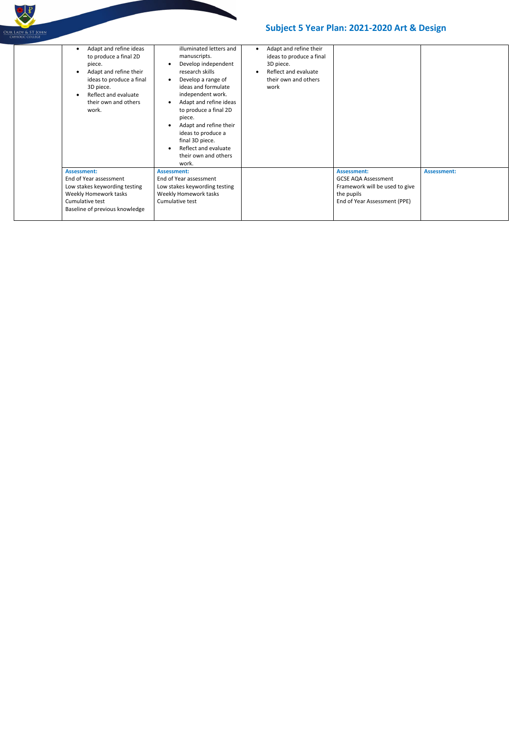# Subject 5 Year Plan: 2021-2020 Art & Design

| | | | | | |
|---|---|---|---|---|---|
| | • Adapt and refine ideas to produce a final 2D piece.<br>• Adapt and refine their ideas to produce a final 3D piece.<br>• Reflect and evaluate their own and others work. | illuminated letters and manuscripts.<br>• Develop independent research skills<br>• Develop a range of ideas and formulate independent work.<br>• Adapt and refine ideas to produce a final 2D piece.<br>• Adapt and refine their ideas to produce a final 3D piece.<br>• Reflect and evaluate their own and others work. | • Adapt and refine their ideas to produce a final 3D piece.<br>• Reflect and evaluate their own and others work | | |
| | **Assessment:**<br>End of Year assessment<br>Low stakes keywording testing<br>Weekly Homework tasks<br>Cumulative test<br>Baseline of previous knowledge | **Assessment:**<br>End of Year assessment<br>Low stakes keywording testing<br>Weekly Homework tasks<br>Cumulative test | | **Assessment:**<br>GCSE AQA Assessment Framework will be used to give the pupils<br>End of Year Assessment (PPE) | **Assessment:** |